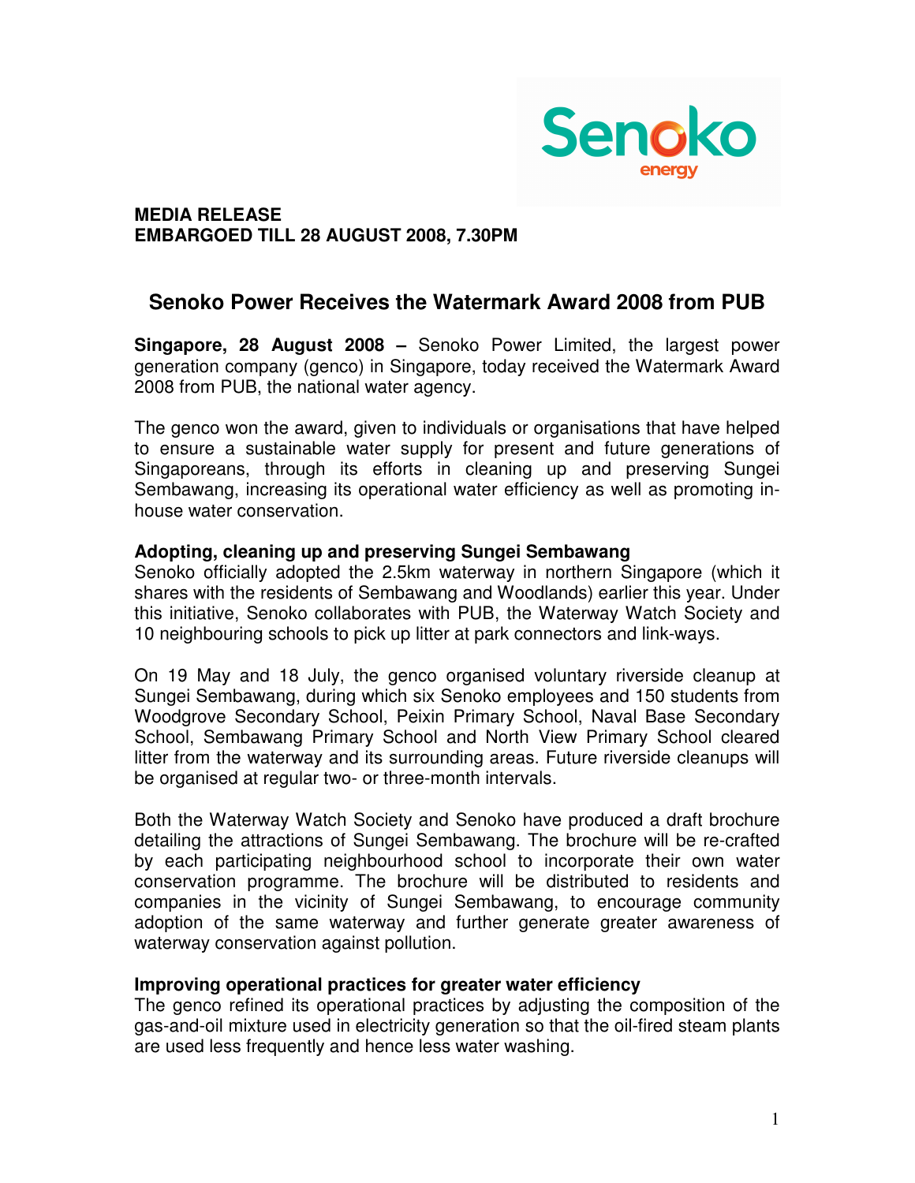**MEDIA RELEASE**
**EMBARGOED TILL 28 AUGUST 2008, 7.30PM**

# Senoko Power Receives the Watermark Award 2008 from PUB

**Singapore, 28 August 2008 –** Senoko Power Limited, the largest power generation company (genco) in Singapore, today received the Watermark Award 2008 from PUB, the national water agency.

The genco won the award, given to individuals or organisations that have helped to ensure a sustainable water supply for present and future generations of Singaporeans, through its efforts in cleaning up and preserving Sungei Sembawang, increasing its operational water efficiency as well as promoting in-house water conservation.

**Adopting, cleaning up and preserving Sungei Sembawang**

Senoko officially adopted the 2.5km waterway in northern Singapore (which it shares with the residents of Sembawang and Woodlands) earlier this year. Under this initiative, Senoko collaborates with PUB, the Waterway Watch Society and 10 neighbouring schools to pick up litter at park connectors and link-ways.

On 19 May and 18 July, the genco organised voluntary riverside cleanup at Sungei Sembawang, during which six Senoko employees and 150 students from Woodgrove Secondary School, Peixin Primary School, Naval Base Secondary School, Sembawang Primary School and North View Primary School cleared litter from the waterway and its surrounding areas. Future riverside cleanups will be organised at regular two- or three-month intervals.

Both the Waterway Watch Society and Senoko have produced a draft brochure detailing the attractions of Sungei Sembawang. The brochure will be re-crafted by each participating neighbourhood school to incorporate their own water conservation programme. The brochure will be distributed to residents and companies in the vicinity of Sungei Sembawang, to encourage community adoption of the same waterway and further generate greater awareness of waterway conservation against pollution.

**Improving operational practices for greater water efficiency**

The genco refined its operational practices by adjusting the composition of the gas-and-oil mixture used in electricity generation so that the oil-fired steam plants are used less frequently and hence less water washing.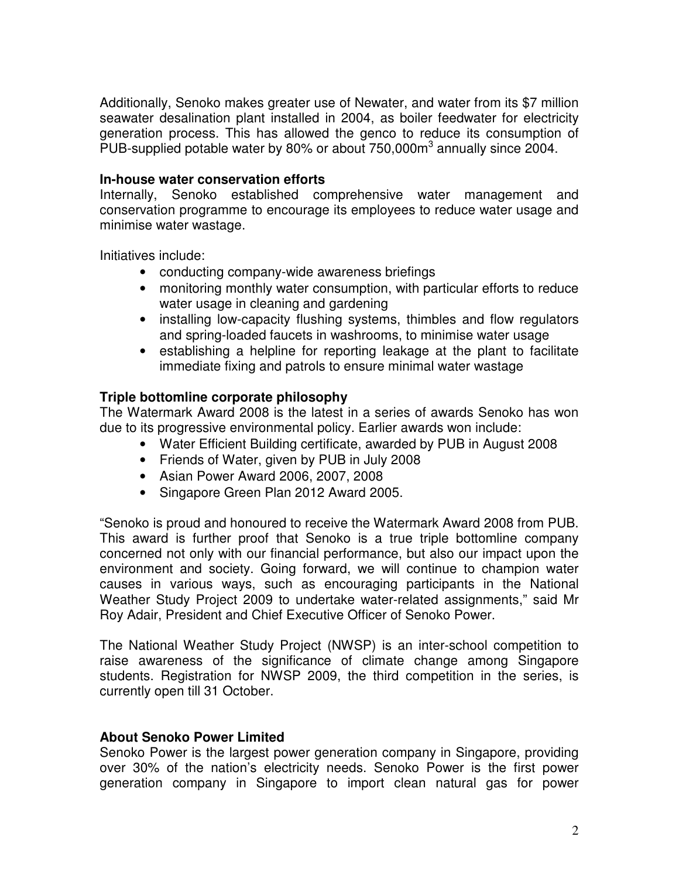Additionally, Senoko makes greater use of Newater, and water from its $7 million seawater desalination plant installed in 2004, as boiler feedwater for electricity generation process. This has allowed the genco to reduce its consumption of PUB-supplied potable water by 80% or about 750,000m$^3$ annually since 2004.

**In-house water conservation efforts**

Internally, Senoko established comprehensive water management and conservation programme to encourage its employees to reduce water usage and minimise water wastage.

Initiatives include:

- conducting company-wide awareness briefings
- monitoring monthly water consumption, with particular efforts to reduce water usage in cleaning and gardening
- installing low-capacity flushing systems, thimbles and flow regulators and spring-loaded faucets in washrooms, to minimise water usage
- establishing a helpline for reporting leakage at the plant to facilitate immediate fixing and patrols to ensure minimal water wastage

**Triple bottomline corporate philosophy**

The Watermark Award 2008 is the latest in a series of awards Senoko has won due to its progressive environmental policy. Earlier awards won include:

- Water Efficient Building certificate, awarded by PUB in August 2008
- Friends of Water, given by PUB in July 2008
- Asian Power Award 2006, 2007, 2008
- Singapore Green Plan 2012 Award 2005.

"Senoko is proud and honoured to receive the Watermark Award 2008 from PUB. This award is further proof that Senoko is a true triple bottomline company concerned not only with our financial performance, but also our impact upon the environment and society. Going forward, we will continue to champion water causes in various ways, such as encouraging participants in the National Weather Study Project 2009 to undertake water-related assignments," said Mr Roy Adair, President and Chief Executive Officer of Senoko Power.

The National Weather Study Project (NWSP) is an inter-school competition to raise awareness of the significance of climate change among Singapore students. Registration for NWSP 2009, the third competition in the series, is currently open till 31 October.

**About Senoko Power Limited**

Senoko Power is the largest power generation company in Singapore, providing over 30% of the nation's electricity needs. Senoko Power is the first power generation company in Singapore to import clean natural gas for power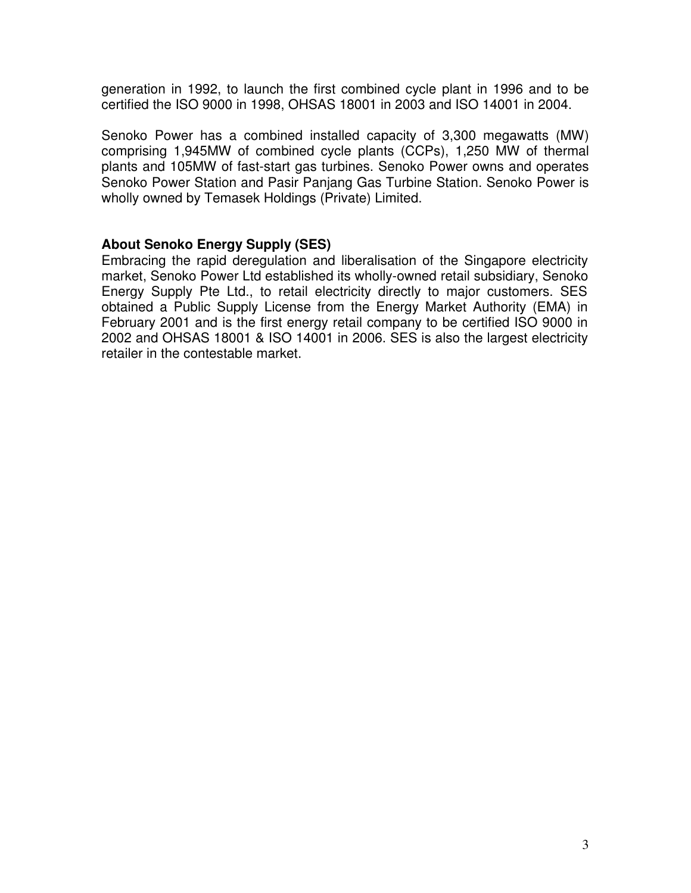generation in 1992, to launch the first combined cycle plant in 1996 and to be certified the ISO 9000 in 1998, OHSAS 18001 in 2003 and ISO 14001 in 2004.

Senoko Power has a combined installed capacity of 3,300 megawatts (MW) comprising 1,945MW of combined cycle plants (CCPs), 1,250 MW of thermal plants and 105MW of fast-start gas turbines. Senoko Power owns and operates Senoko Power Station and Pasir Panjang Gas Turbine Station. Senoko Power is wholly owned by Temasek Holdings (Private) Limited.

**About Senoko Energy Supply (SES)**

Embracing the rapid deregulation and liberalisation of the Singapore electricity market, Senoko Power Ltd established its wholly-owned retail subsidiary, Senoko Energy Supply Pte Ltd., to retail electricity directly to major customers. SES obtained a Public Supply License from the Energy Market Authority (EMA) in February 2001 and is the first energy retail company to be certified ISO 9000 in 2002 and OHSAS 18001 & ISO 14001 in 2006. SES is also the largest electricity retailer in the contestable market.